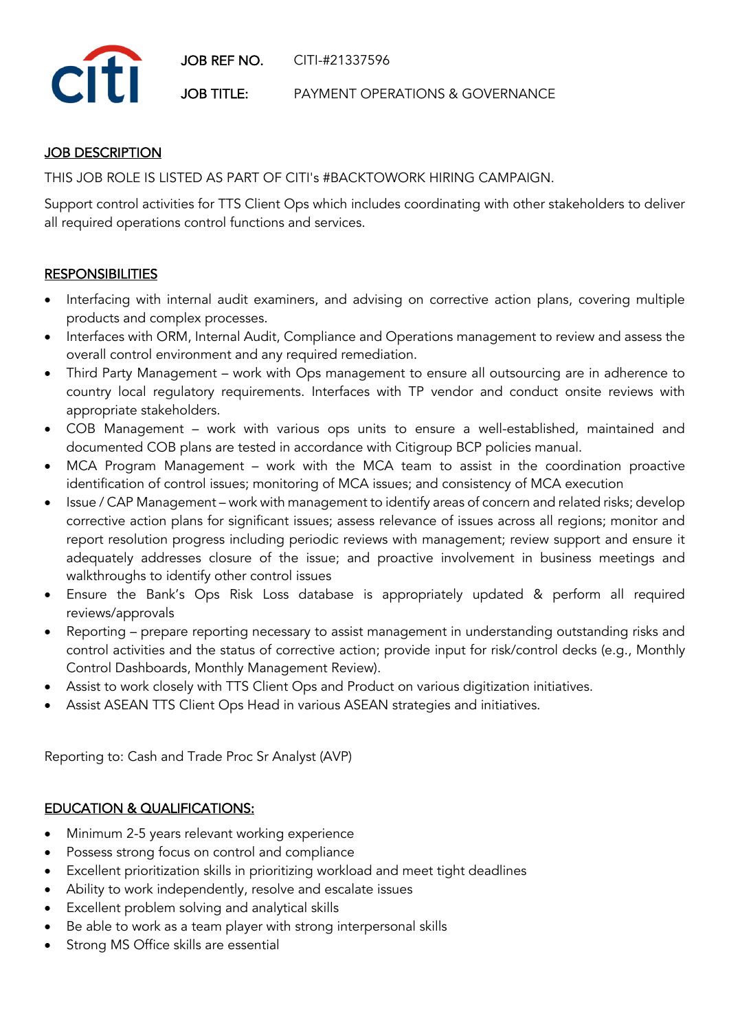**JOB REF NO.** CITI-#21337596

**JOB TITLE:** PAYMENT OPERATIONS & GOVERNANCE

## JOB DESCRIPTION

THIS JOB ROLE IS LISTED AS PART OF CITI's #BACKTOWORK HIRING CAMPAIGN.

Support control activities for TTS Client Ops which includes coordinating with other stakeholders to deliver all required operations control functions and services.

## RESPONSIBILITIES

- Interfacing with internal audit examiners, and advising on corrective action plans, covering multiple products and complex processes.
- Interfaces with ORM, Internal Audit, Compliance and Operations management to review and assess the overall control environment and any required remediation.
- Third Party Management – work with Ops management to ensure all outsourcing are in adherence to country local regulatory requirements. Interfaces with TP vendor and conduct onsite reviews with appropriate stakeholders.
- COB Management – work with various ops units to ensure a well-established, maintained and documented COB plans are tested in accordance with Citigroup BCP policies manual.
- MCA Program Management – work with the MCA team to assist in the coordination proactive identification of control issues; monitoring of MCA issues; and consistency of MCA execution
- Issue / CAP Management – work with management to identify areas of concern and related risks; develop corrective action plans for significant issues; assess relevance of issues across all regions; monitor and report resolution progress including periodic reviews with management; review support and ensure it adequately addresses closure of the issue; and proactive involvement in business meetings and walkthroughs to identify other control issues
- Ensure the Bank's Ops Risk Loss database is appropriately updated & perform all required reviews/approvals
- Reporting – prepare reporting necessary to assist management in understanding outstanding risks and control activities and the status of corrective action; provide input for risk/control decks (e.g., Monthly Control Dashboards, Monthly Management Review).
- Assist to work closely with TTS Client Ops and Product on various digitization initiatives.
- Assist ASEAN TTS Client Ops Head in various ASEAN strategies and initiatives.

Reporting to: Cash and Trade Proc Sr Analyst (AVP)

## EDUCATION & QUALIFICATIONS:

- Minimum 2-5 years relevant working experience
- Possess strong focus on control and compliance
- Excellent prioritization skills in prioritizing workload and meet tight deadlines
- Ability to work independently, resolve and escalate issues
- Excellent problem solving and analytical skills
- Be able to work as a team player with strong interpersonal skills
- Strong MS Office skills are essential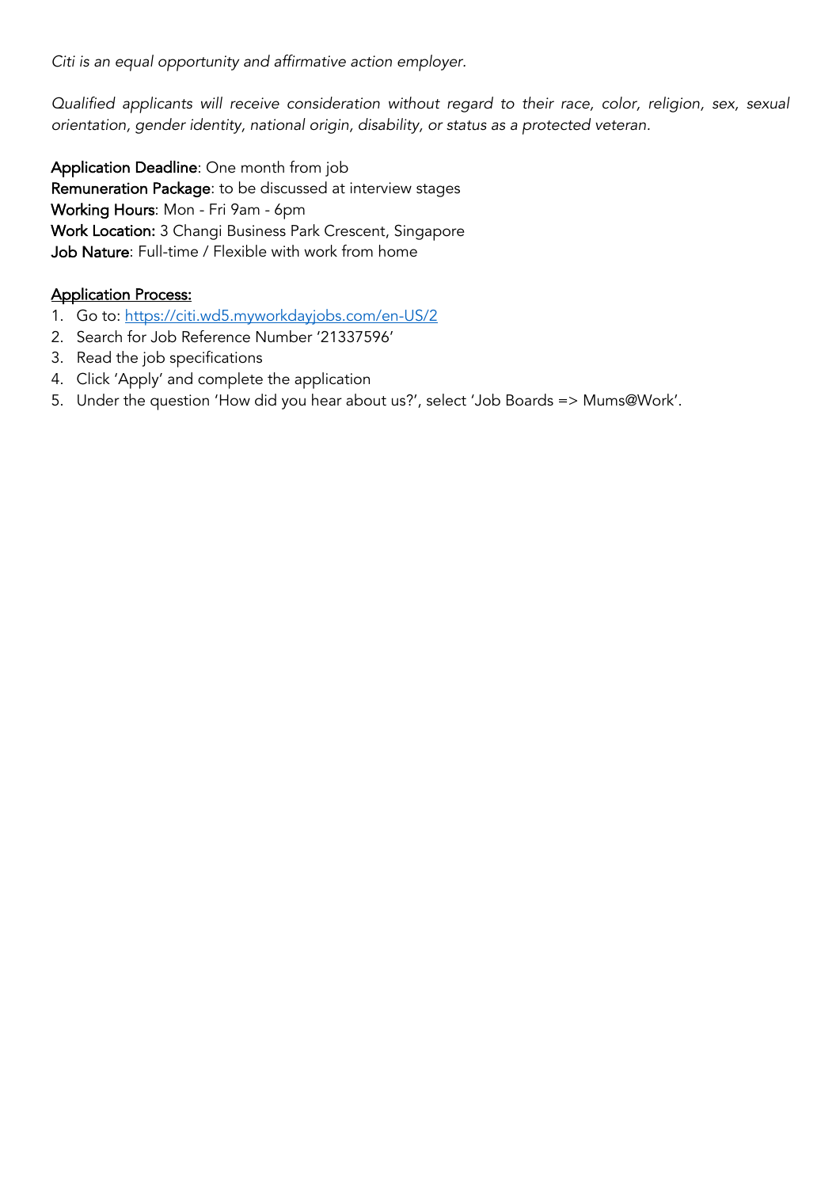*Citi is an equal opportunity and affirmative action employer.*

*Qualified applicants will receive consideration without regard to their race, color, religion, sex, sexual orientation, gender identity, national origin, disability, or status as a protected veteran.*

**Application Deadline**: One month from job
**Remuneration Package**: to be discussed at interview stages
**Working Hours**: Mon - Fri 9am - 6pm
**Work Location:** 3 Changi Business Park Crescent, Singapore
**Job Nature**: Full-time / Flexible with work from home

**Application Process:**

1. Go to: [https://citi.wd5.myworkdayjobs.com/en-US/2](https://citi.wd5.myworkdayjobs.com/en-US/2)
2. Search for Job Reference Number '21337596'
3. Read the job specifications
4. Click 'Apply' and complete the application
5. Under the question 'How did you hear about us?', select 'Job Boards => Mums@Work'.